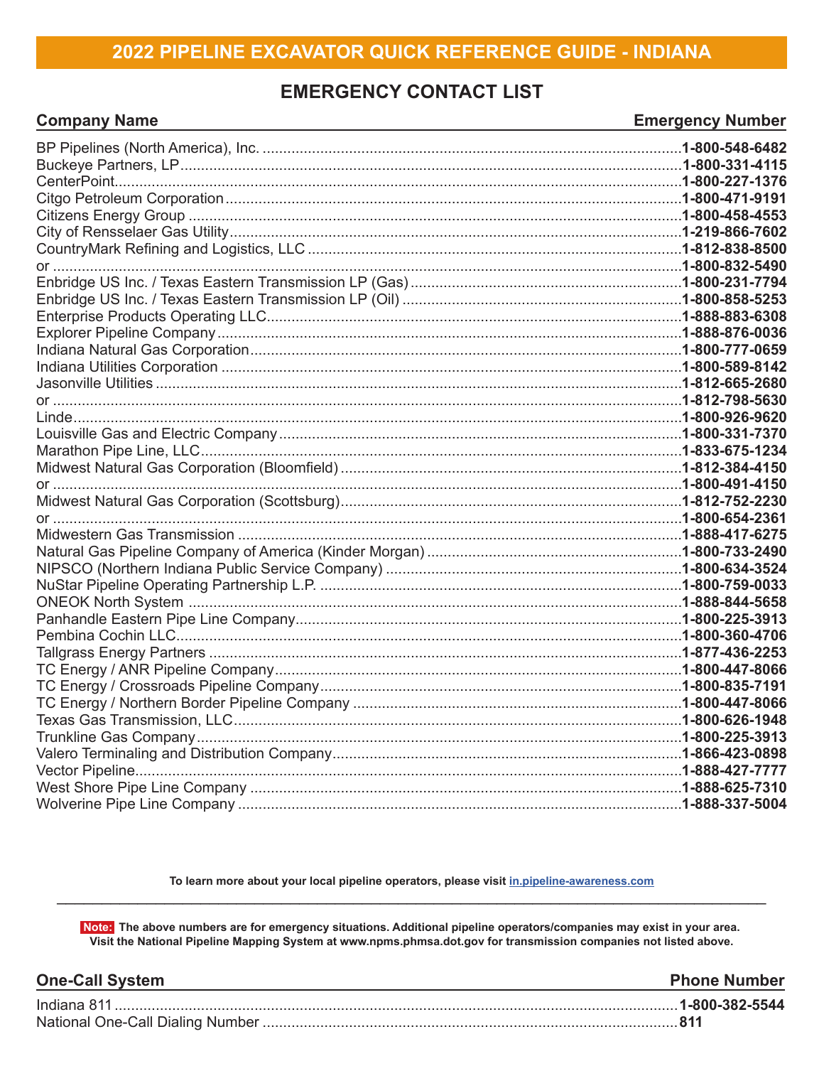# 2022 PIPELINE EXCAVATOR QUICK REFERENCE GUIDE - INDIANA

## EMERGENCY CONTACT LIST

| Company Name | Emergency Number |
|---|---|
| BP Pipelines (North America), Inc. | **1-800-548-6482** |
| Buckeye Partners, LP | **1-800-331-4115** |
| CenterPoint | **1-800-227-1376** |
| Citgo Petroleum Corporation | **1-800-471-9191** |
| Citizens Energy Group | **1-800-458-4553** |
| City of Rensselaer Gas Utility | **1-219-866-7602** |
| CountryMark Refining and Logistics, LLC | **1-812-838-8500** |
| or | **1-800-832-5490** |
| Enbridge US Inc. / Texas Eastern Transmission LP (Gas) | **1-800-231-7794** |
| Enbridge US Inc. / Texas Eastern Transmission LP (Oil) | **1-800-858-5253** |
| Enterprise Products Operating LLC | **1-888-883-6308** |
| Explorer Pipeline Company | **1-888-876-0036** |
| Indiana Natural Gas Corporation | **1-800-777-0659** |
| Indiana Utilities Corporation | **1-800-589-8142** |
| Jasonville Utilities | **1-812-665-2680** |
| or | **1-812-798-5630** |
| Linde | **1-800-926-9620** |
| Louisville Gas and Electric Company | **1-800-331-7370** |
| Marathon Pipe Line, LLC | **1-833-675-1234** |
| Midwest Natural Gas Corporation (Bloomfield) | **1-812-384-4150** |
| or | **1-800-491-4150** |
| Midwest Natural Gas Corporation (Scottsburg) | **1-812-752-2230** |
| or | **1-800-654-2361** |
| Midwestern Gas Transmission | **1-888-417-6275** |
| Natural Gas Pipeline Company of America (Kinder Morgan) | **1-800-733-2490** |
| NIPSCO (Northern Indiana Public Service Company) | **1-800-634-3524** |
| NuStar Pipeline Operating Partnership L.P. | **1-800-759-0033** |
| ONEOK North System | **1-888-844-5658** |
| Panhandle Eastern Pipe Line Company | **1-800-225-3913** |
| Pembina Cochin LLC | **1-800-360-4706** |
| Tallgrass Energy Partners | **1-877-436-2253** |
| TC Energy / ANR Pipeline Company | **1-800-447-8066** |
| TC Energy / Crossroads Pipeline Company | **1-800-835-7191** |
| TC Energy / Northern Border Pipeline Company | **1-800-447-8066** |
| Texas Gas Transmission, LLC | **1-800-626-1948** |
| Trunkline Gas Company | **1-800-225-3913** |
| Valero Terminaling and Distribution Company | **1-866-423-0898** |
| Vector Pipeline | **1-888-427-7777** |
| West Shore Pipe Line Company | **1-888-625-7310** |
| Wolverine Pipe Line Company | **1-888-337-5004** |

**To learn more about your local pipeline operators, please visit in.pipeline-awareness.com**

---

**Note: The above numbers are for emergency situations. Additional pipeline operators/companies may exist in your area. Visit the National Pipeline Mapping System at www.npms.phmsa.dot.gov for transmission companies not listed above.**

| One-Call System | Phone Number |
|---|---|
| Indiana 811 | **1-800-382-5544** |
| National One-Call Dialing Number | **811** |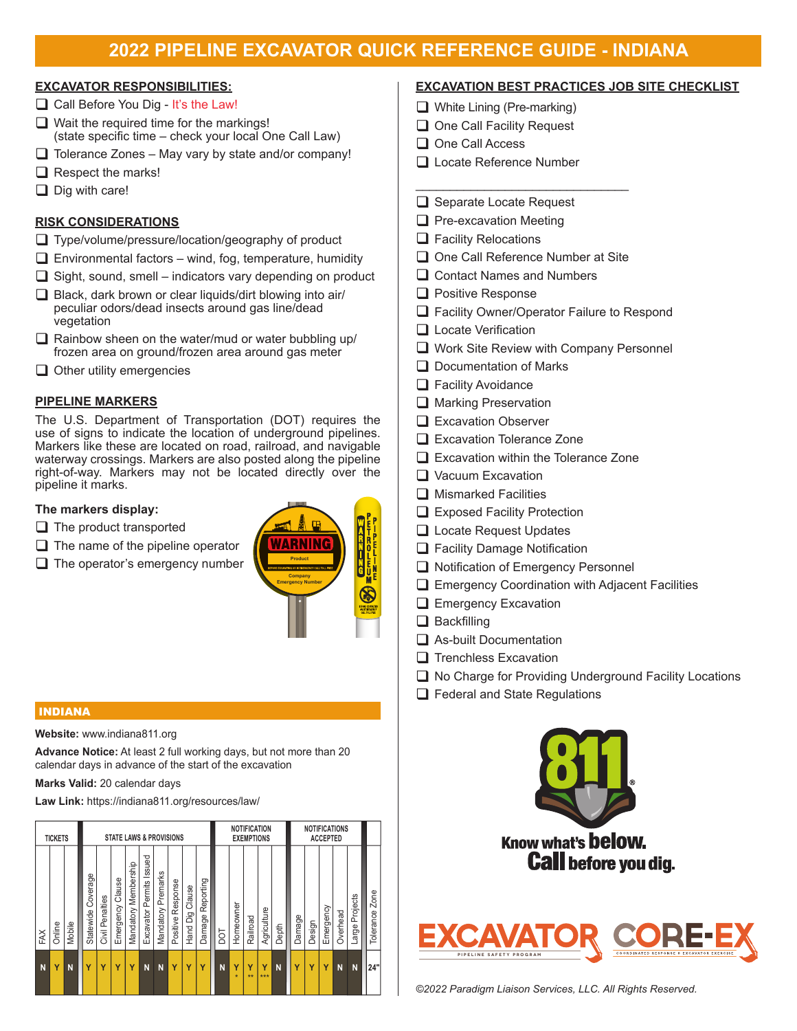# 2022 PIPELINE EXCAVATOR QUICK REFERENCE GUIDE - INDIANA

## EXCAVATOR RESPONSIBILITIES:

- ❑ Call Before You Dig - It's the Law!
- ❑ Wait the required time for the markings! (state specific time – check your local One Call Law)
- ❑ Tolerance Zones – May vary by state and/or company!
- ❑ Respect the marks!
- ❑ Dig with care!

## RISK CONSIDERATIONS

- ❑ Type/volume/pressure/location/geography of product
- ❑ Environmental factors – wind, fog, temperature, humidity
- ❑ Sight, sound, smell – indicators vary depending on product
- ❑ Black, dark brown or clear liquids/dirt blowing into air/ peculiar odors/dead insects around gas line/dead vegetation
- ❑ Rainbow sheen on the water/mud or water bubbling up/ frozen area on ground/frozen area around gas meter
- ❑ Other utility emergencies

## PIPELINE MARKERS

The U.S. Department of Transportation (DOT) requires the use of signs to indicate the location of underground pipelines. Markers like these are located on road, railroad, and navigable waterway crossings. Markers are also posted along the pipeline right-of-way. Markers may not be located directly over the pipeline it marks.

**The markers display:**

- ❑ The product transported
- ❑ The name of the pipeline operator
- ❑ The operator's emergency number

## INDIANA

**Website:** www.indiana811.org

**Advance Notice:** At least 2 full working days, but not more than 20 calendar days in advance of the start of the excavation

**Marks Valid:** 20 calendar days

**Law Link:** https://indiana811.org/resources/law/

| TICKETS | | | STATE LAWS & PROVISIONS | | | | | | | | | | NOTIFICATION EXEMPTIONS | | | | | NOTIFICATIONS ACCEPTED | | | | | |
|---|---|---|---|---|---|---|---|---|---|---|---|---|---|---|---|---|---|---|---|---|---|---|---|
| FAX | Online | Mobile | Statewide Coverage | Civil Penalties | Emergency Clause | Mandatory Membership | Excavator Permits Issued | Mandatory Premarks | Positive Response | Hand Dig Clause | Damage Reporting | DOT | Homeowner | Railroad | Agriculture | Depth | Damage | Design | Emergency | Overhead | Large Projects | Tolerance Zone |
| N | Y | N | Y | Y | Y | Y | N | N | Y | Y | Y | N | Y * | Y ** | Y *** | N | Y | Y | Y | N | N | 24" |

## EXCAVATION BEST PRACTICES JOB SITE CHECKLIST

- ❑ White Lining (Pre-marking)
- ❑ One Call Facility Request
- ❑ One Call Access
- ❑ Locate Reference Number

___________________________________

- ❑ Separate Locate Request
- ❑ Pre-excavation Meeting
- ❑ Facility Relocations
- ❑ One Call Reference Number at Site
- ❑ Contact Names and Numbers
- ❑ Positive Response
- ❑ Facility Owner/Operator Failure to Respond
- ❑ Locate Verification
- ❑ Work Site Review with Company Personnel
- ❑ Documentation of Marks
- ❑ Facility Avoidance
- ❑ Marking Preservation
- ❑ Excavation Observer
- ❑ Excavation Tolerance Zone
- ❑ Excavation within the Tolerance Zone
- ❑ Vacuum Excavation
- ❑ Mismarked Facilities
- ❑ Exposed Facility Protection
- ❑ Locate Request Updates
- ❑ Facility Damage Notification
- ❑ Notification of Emergency Personnel
- ❑ Emergency Coordination with Adjacent Facilities
- ❑ Emergency Excavation
- ❑ Backfilling
- ❑ As-built Documentation
- ❑ Trenchless Excavation
- ❑ No Charge for Providing Underground Facility Locations
- ❑ Federal and State Regulations

Know what's **below.** **Call** before you dig.

EXCAVATOR PIPELINE SAFETY PROGRAM CORE-EX COORDINATED RESPONSE & EXCAVATOR EXERCISE

*©2022 Paradigm Liaison Services, LLC. All Rights Reserved.*